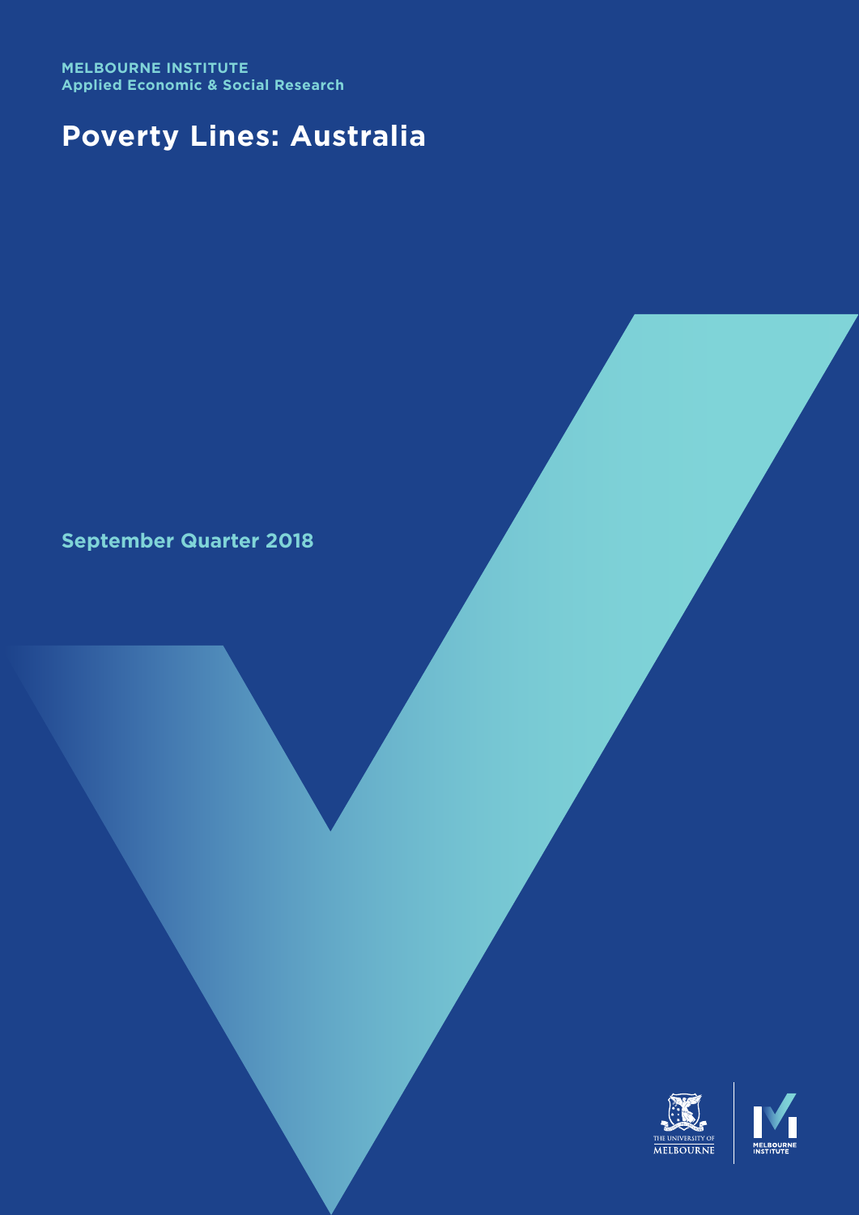**MELBOURNE INSTITUTE**
**Applied Economic & Social Research**

# Poverty Lines: Australia

## September Quarter 2018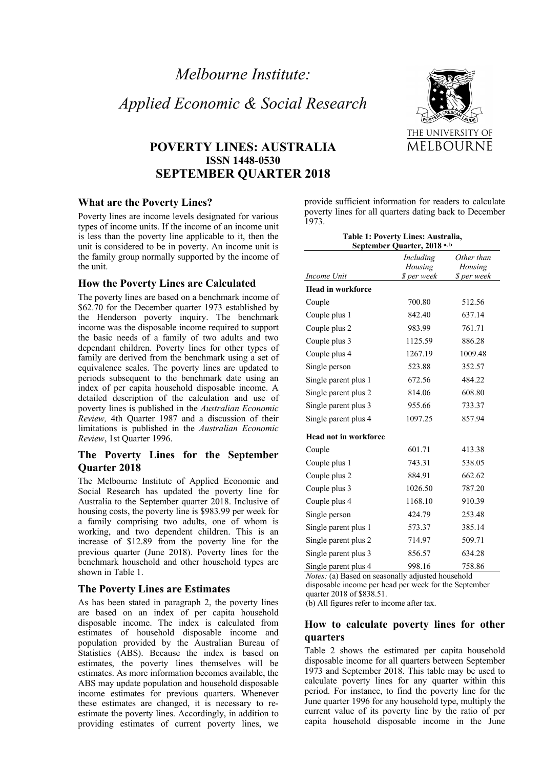# Melbourne Institute: Applied Economic & Social Research

THE UNIVERSITY OF MELBOURNE

## POVERTY LINES: AUSTRALIA

**ISSN 1448-0530**

## SEPTEMBER QUARTER 2018

### What are the Poverty Lines?

Poverty lines are income levels designated for various types of income units. If the income of an income unit is less than the poverty line applicable to it, then the unit is considered to be in poverty. An income unit is the family group normally supported by the income of the unit.

### How the Poverty Lines are Calculated

The poverty lines are based on a benchmark income of \$62.70 for the December quarter 1973 established by the Henderson poverty inquiry. The benchmark income was the disposable income required to support the basic needs of a family of two adults and two dependant children. Poverty lines for other types of family are derived from the benchmark using a set of equivalence scales. The poverty lines are updated to periods subsequent to the benchmark date using an index of per capita household disposable income. A detailed description of the calculation and use of poverty lines is published in the *Australian Economic Review,* 4th Quarter 1987 and a discussion of their limitations is published in the *Australian Economic Review*, 1st Quarter 1996.

### The Poverty Lines for the September Quarter 2018

The Melbourne Institute of Applied Economic and Social Research has updated the poverty line for Australia to the September quarter 2018. Inclusive of housing costs, the poverty line is \$983.99 per week for a family comprising two adults, one of whom is working, and two dependent children. This is an increase of \$12.89 from the poverty line for the previous quarter (June 2018). Poverty lines for the benchmark household and other household types are shown in Table 1.

### The Poverty Lines are Estimates

As has been stated in paragraph 2, the poverty lines are based on an index of per capita household disposable income. The index is calculated from estimates of household disposable income and population provided by the Australian Bureau of Statistics (ABS). Because the index is based on estimates, the poverty lines themselves will be estimates. As more information becomes available, the ABS may update population and household disposable income estimates for previous quarters. Whenever these estimates are changed, it is necessary to re-estimate the poverty lines. Accordingly, in addition to providing estimates of current poverty lines, we provide sufficient information for readers to calculate poverty lines for all quarters dating back to December 1973.

**Table 1: Poverty Lines: Australia, September Quarter, 2018 [a, b]**

| *Income Unit* | *Including Housing \$ per week* | *Other than Housing \$ per week* |
|---|---|---|
| **Head in workforce** | | |
| Couple | 700.80 | 512.56 |
| Couple plus 1 | 842.40 | 637.14 |
| Couple plus 2 | 983.99 | 761.71 |
| Couple plus 3 | 1125.59 | 886.28 |
| Couple plus 4 | 1267.19 | 1009.48 |
| Single person | 523.88 | 352.57 |
| Single parent plus 1 | 672.56 | 484.22 |
| Single parent plus 2 | 814.06 | 608.80 |
| Single parent plus 3 | 955.66 | 733.37 |
| Single parent plus 4 | 1097.25 | 857.94 |
| **Head not in workforce** | | |
| Couple | 601.71 | 413.38 |
| Couple plus 1 | 743.31 | 538.05 |
| Couple plus 2 | 884.91 | 662.62 |
| Couple plus 3 | 1026.50 | 787.20 |
| Couple plus 4 | 1168.10 | 910.39 |
| Single person | 424.79 | 253.48 |
| Single parent plus 1 | 573.37 | 385.14 |
| Single parent plus 2 | 714.97 | 509.71 |
| Single parent plus 3 | 856.57 | 634.28 |
| Single parent plus 4 | 998.16 | 758.86 |

*Notes:* (a) Based on seasonally adjusted household disposable income per head per week for the September quarter 2018 of \$838.51.
(b) All figures refer to income after tax.

### How to calculate poverty lines for other quarters

Table 2 shows the estimated per capita household disposable income for all quarters between September 1973 and September 2018. This table may be used to calculate poverty lines for any quarter within this period. For instance, to find the poverty line for the June quarter 1996 for any household type, multiply the current value of its poverty line by the ratio of per capita household disposable income in the June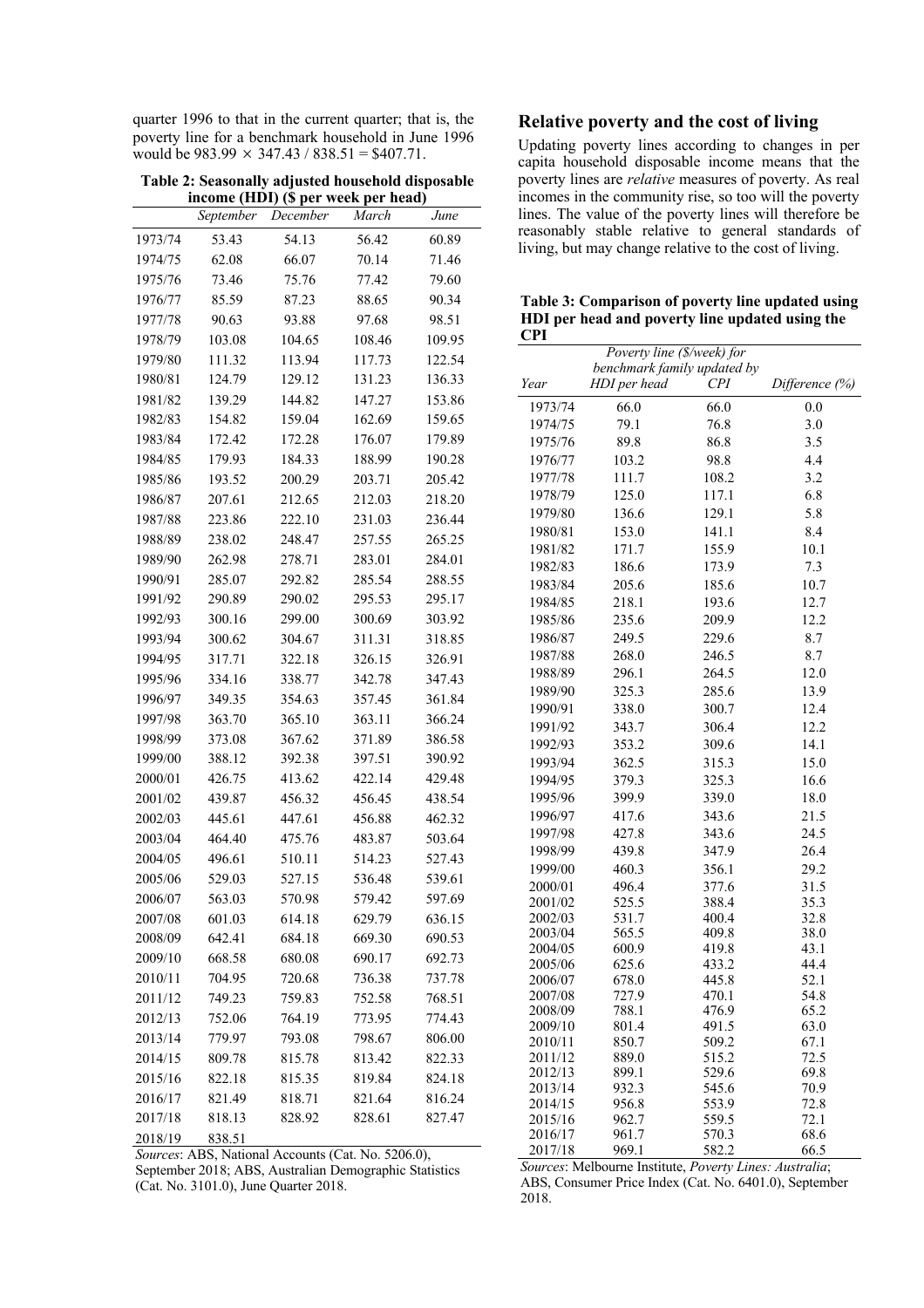quarter 1996 to that in the current quarter; that is, the poverty line for a benchmark household in June 1996 would be 983.99 × 347.43 / 838.51 = $407.71.

**Table 2: Seasonally adjusted household disposable income (HDI) ($ per week per head)**

| | *September* | *December* | *March* | *June* |
|---|---|---|---|---|
| 1973/74 | 53.43 | 54.13 | 56.42 | 60.89 |
| 1974/75 | 62.08 | 66.07 | 70.14 | 71.46 |
| 1975/76 | 73.46 | 75.76 | 77.42 | 79.60 |
| 1976/77 | 85.59 | 87.23 | 88.65 | 90.34 |
| 1977/78 | 90.63 | 93.88 | 97.68 | 98.51 |
| 1978/79 | 103.08 | 104.65 | 108.46 | 109.95 |
| 1979/80 | 111.32 | 113.94 | 117.73 | 122.54 |
| 1980/81 | 124.79 | 129.12 | 131.23 | 136.33 |
| 1981/82 | 139.29 | 144.82 | 147.27 | 153.86 |
| 1982/83 | 154.82 | 159.04 | 162.69 | 159.65 |
| 1983/84 | 172.42 | 172.28 | 176.07 | 179.89 |
| 1984/85 | 179.93 | 184.33 | 188.99 | 190.28 |
| 1985/86 | 193.52 | 200.29 | 203.71 | 205.42 |
| 1986/87 | 207.61 | 212.65 | 212.03 | 218.20 |
| 1987/88 | 223.86 | 222.10 | 231.03 | 236.44 |
| 1988/89 | 238.02 | 248.47 | 257.55 | 265.25 |
| 1989/90 | 262.98 | 278.71 | 283.01 | 284.01 |
| 1990/91 | 285.07 | 292.82 | 285.54 | 288.55 |
| 1991/92 | 290.89 | 290.02 | 295.53 | 295.17 |
| 1992/93 | 300.16 | 299.00 | 300.69 | 303.92 |
| 1993/94 | 300.62 | 304.67 | 311.31 | 318.85 |
| 1994/95 | 317.71 | 322.18 | 326.15 | 326.91 |
| 1995/96 | 334.16 | 338.77 | 342.78 | 347.43 |
| 1996/97 | 349.35 | 354.63 | 357.45 | 361.84 |
| 1997/98 | 363.70 | 365.10 | 363.11 | 366.24 |
| 1998/99 | 373.08 | 367.62 | 371.89 | 386.58 |
| 1999/00 | 388.12 | 392.38 | 397.51 | 390.92 |
| 2000/01 | 426.75 | 413.62 | 422.14 | 429.48 |
| 2001/02 | 439.87 | 456.32 | 456.45 | 438.54 |
| 2002/03 | 445.61 | 447.61 | 456.88 | 462.32 |
| 2003/04 | 464.40 | 475.76 | 483.87 | 503.64 |
| 2004/05 | 496.61 | 510.11 | 514.23 | 527.43 |
| 2005/06 | 529.03 | 527.15 | 536.48 | 539.61 |
| 2006/07 | 563.03 | 570.98 | 579.42 | 597.69 |
| 2007/08 | 601.03 | 614.18 | 629.79 | 636.15 |
| 2008/09 | 642.41 | 684.18 | 669.30 | 690.53 |
| 2009/10 | 668.58 | 680.08 | 690.17 | 692.73 |
| 2010/11 | 704.95 | 720.68 | 736.38 | 737.78 |
| 2011/12 | 749.23 | 759.83 | 752.58 | 768.51 |
| 2012/13 | 752.06 | 764.19 | 773.95 | 774.43 |
| 2013/14 | 779.97 | 793.08 | 798.67 | 806.00 |
| 2014/15 | 809.78 | 815.78 | 813.42 | 822.33 |
| 2015/16 | 822.18 | 815.35 | 819.84 | 824.18 |
| 2016/17 | 821.49 | 818.71 | 821.64 | 816.24 |
| 2017/18 | 818.13 | 828.92 | 828.61 | 827.47 |
| 2018/19 | 838.51 | | | |

*Sources*: ABS, National Accounts (Cat. No. 5206.0), September 2018; ABS, Australian Demographic Statistics (Cat. No. 3101.0), June Quarter 2018.

## Relative poverty and the cost of living

Updating poverty lines according to changes in per capita household disposable income means that the poverty lines are *relative* measures of poverty. As real incomes in the community rise, so too will the poverty lines. The value of the poverty lines will therefore be reasonably stable relative to general standards of living, but may change relative to the cost of living.

**Table 3: Comparison of poverty line updated using HDI per head and poverty line updated using the CPI**

| | *Poverty line ($/week) for benchmark family updated by* | | |
|---|---|---|---|
| *Year* | *HDI per head* | *CPI* | *Difference (%)* |
| 1973/74 | 66.0 | 66.0 | 0.0 |
| 1974/75 | 79.1 | 76.8 | 3.0 |
| 1975/76 | 89.8 | 86.8 | 3.5 |
| 1976/77 | 103.2 | 98.8 | 4.4 |
| 1977/78 | 111.7 | 108.2 | 3.2 |
| 1978/79 | 125.0 | 117.1 | 6.8 |
| 1979/80 | 136.6 | 129.1 | 5.8 |
| 1980/81 | 153.0 | 141.1 | 8.4 |
| 1981/82 | 171.7 | 155.9 | 10.1 |
| 1982/83 | 186.6 | 173.9 | 7.3 |
| 1983/84 | 205.6 | 185.6 | 10.7 |
| 1984/85 | 218.1 | 193.6 | 12.7 |
| 1985/86 | 235.6 | 209.9 | 12.2 |
| 1986/87 | 249.5 | 229.6 | 8.7 |
| 1987/88 | 268.0 | 246.5 | 8.7 |
| 1988/89 | 296.1 | 264.5 | 12.0 |
| 1989/90 | 325.3 | 285.6 | 13.9 |
| 1990/91 | 338.0 | 300.7 | 12.4 |
| 1991/92 | 343.7 | 306.4 | 12.2 |
| 1992/93 | 353.2 | 309.6 | 14.1 |
| 1993/94 | 362.5 | 315.3 | 15.0 |
| 1994/95 | 379.3 | 325.3 | 16.6 |
| 1995/96 | 399.9 | 339.0 | 18.0 |
| 1996/97 | 417.6 | 343.6 | 21.5 |
| 1997/98 | 427.8 | 343.6 | 24.5 |
| 1998/99 | 439.8 | 347.9 | 26.4 |
| 1999/00 | 460.3 | 356.1 | 29.2 |
| 2000/01 | 496.4 | 377.6 | 31.5 |
| 2001/02 | 525.5 | 388.4 | 35.3 |
| 2002/03 | 531.7 | 400.4 | 32.8 |
| 2003/04 | 565.5 | 409.8 | 38.0 |
| 2004/05 | 600.9 | 419.8 | 43.1 |
| 2005/06 | 625.6 | 433.2 | 44.4 |
| 2006/07 | 678.0 | 445.8 | 52.1 |
| 2007/08 | 727.9 | 470.1 | 54.8 |
| 2008/09 | 788.1 | 476.9 | 65.2 |
| 2009/10 | 801.4 | 491.5 | 63.0 |
| 2010/11 | 850.7 | 509.2 | 67.1 |
| 2011/12 | 889.0 | 515.2 | 72.5 |
| 2012/13 | 899.1 | 529.6 | 69.8 |
| 2013/14 | 932.3 | 545.6 | 70.9 |
| 2014/15 | 956.8 | 553.9 | 72.8 |
| 2015/16 | 962.7 | 559.5 | 72.1 |
| 2016/17 | 961.7 | 570.3 | 68.6 |
| 2017/18 | 969.1 | 582.2 | 66.5 |

*Sources*: Melbourne Institute, *Poverty Lines: Australia*; ABS, Consumer Price Index (Cat. No. 6401.0), September 2018.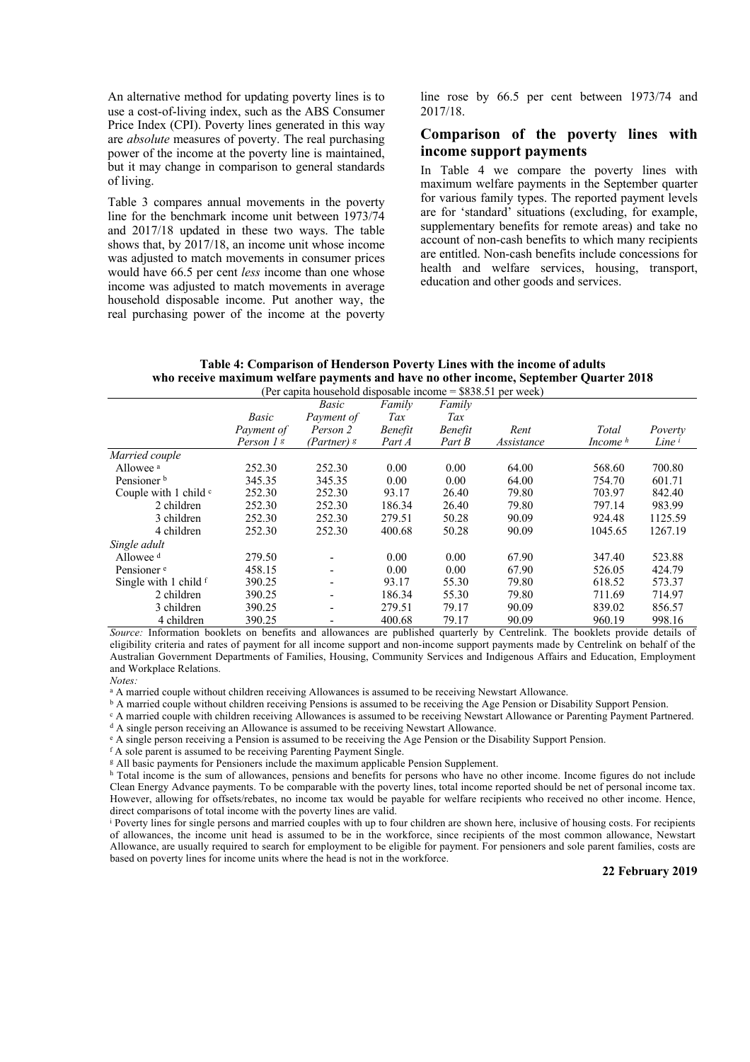An alternative method for updating poverty lines is to use a cost-of-living index, such as the ABS Consumer Price Index (CPI). Poverty lines generated in this way are *absolute* measures of poverty. The real purchasing power of the income at the poverty line is maintained, but it may change in comparison to general standards of living.

Table 3 compares annual movements in the poverty line for the benchmark income unit between 1973/74 and 2017/18 updated in these two ways. The table shows that, by 2017/18, an income unit whose income was adjusted to match movements in consumer prices would have 66.5 per cent *less* income than one whose income was adjusted to match movements in average household disposable income. Put another way, the real purchasing power of the income at the poverty line rose by 66.5 per cent between 1973/74 and 2017/18.

## Comparison of the poverty lines with income support payments

In Table 4 we compare the poverty lines with maximum welfare payments in the September quarter for various family types. The reported payment levels are for 'standard' situations (excluding, for example, supplementary benefits for remote areas) and take no account of non-cash benefits to which many recipients are entitled. Non-cash benefits include concessions for health and welfare services, housing, transport, education and other goods and services.

**Table 4: Comparison of Henderson Poverty Lines with the income of adults who receive maximum welfare payments and have no other income, September Quarter 2018**

(Per capita household disposable income = $838.51 per week)

| | *Basic Payment of Person 1* [g] | *Basic Payment of Person 2 (Partner)* [g] | *Family Tax Benefit Part A* | *Family Tax Benefit Part B* | *Rent Assistance* | *Total Income* [h] | *Poverty Line* [i] |
|---|---|---|---|---|---|---|---|
| *Married couple* | | | | | | | |
| Allowee [a] | 252.30 | 252.30 | 0.00 | 0.00 | 64.00 | 568.60 | 700.80 |
| Pensioner [b] | 345.35 | 345.35 | 0.00 | 0.00 | 64.00 | 754.70 | 601.71 |
| Couple with 1 child [c] | 252.30 | 252.30 | 93.17 | 26.40 | 79.80 | 703.97 | 842.40 |
| 2 children | 252.30 | 252.30 | 186.34 | 26.40 | 79.80 | 797.14 | 983.99 |
| 3 children | 252.30 | 252.30 | 279.51 | 50.28 | 90.09 | 924.48 | 1125.59 |
| 4 children | 252.30 | 252.30 | 400.68 | 50.28 | 90.09 | 1045.65 | 1267.19 |
| *Single adult* | | | | | | | |
| Allowee [d] | 279.50 | - | 0.00 | 0.00 | 67.90 | 347.40 | 523.88 |
| Pensioner [e] | 458.15 | - | 0.00 | 0.00 | 67.90 | 526.05 | 424.79 |
| Single with 1 child [f] | 390.25 | - | 93.17 | 55.30 | 79.80 | 618.52 | 573.37 |
| 2 children | 390.25 | - | 186.34 | 55.30 | 79.80 | 711.69 | 714.97 |
| 3 children | 390.25 | - | 279.51 | 79.17 | 90.09 | 839.02 | 856.57 |
| 4 children | 390.25 | - | 400.68 | 79.17 | 90.09 | 960.19 | 998.16 |

*Source:* Information booklets on benefits and allowances are published quarterly by Centrelink. The booklets provide details of eligibility criteria and rates of payment for all income support and non-income support payments made by Centrelink on behalf of the Australian Government Departments of Families, Housing, Community Services and Indigenous Affairs and Education, Employment and Workplace Relations.

*Notes:*

[a] A married couple without children receiving Allowances is assumed to be receiving Newstart Allowance.

[b] A married couple without children receiving Pensions is assumed to be receiving the Age Pension or Disability Support Pension.

[c] A married couple with children receiving Allowances is assumed to be receiving Newstart Allowance or Parenting Payment Partnered.

[d] A single person receiving an Allowance is assumed to be receiving Newstart Allowance.

[e] A single person receiving a Pension is assumed to be receiving the Age Pension or the Disability Support Pension.

[f] A sole parent is assumed to be receiving Parenting Payment Single.

[g] All basic payments for Pensioners include the maximum applicable Pension Supplement.

[h] Total income is the sum of allowances, pensions and benefits for persons who have no other income. Income figures do not include Clean Energy Advance payments. To be comparable with the poverty lines, total income reported should be net of personal income tax. However, allowing for offsets/rebates, no income tax would be payable for welfare recipients who received no other income. Hence, direct comparisons of total income with the poverty lines are valid.

[i] Poverty lines for single persons and married couples with up to four children are shown here, inclusive of housing costs. For recipients of allowances, the income unit head is assumed to be in the workforce, since recipients of the most common allowance, Newstart Allowance, are usually required to search for employment to be eligible for payment. For pensioners and sole parent families, costs are based on poverty lines for income units where the head is not in the workforce.

**22 February 2019**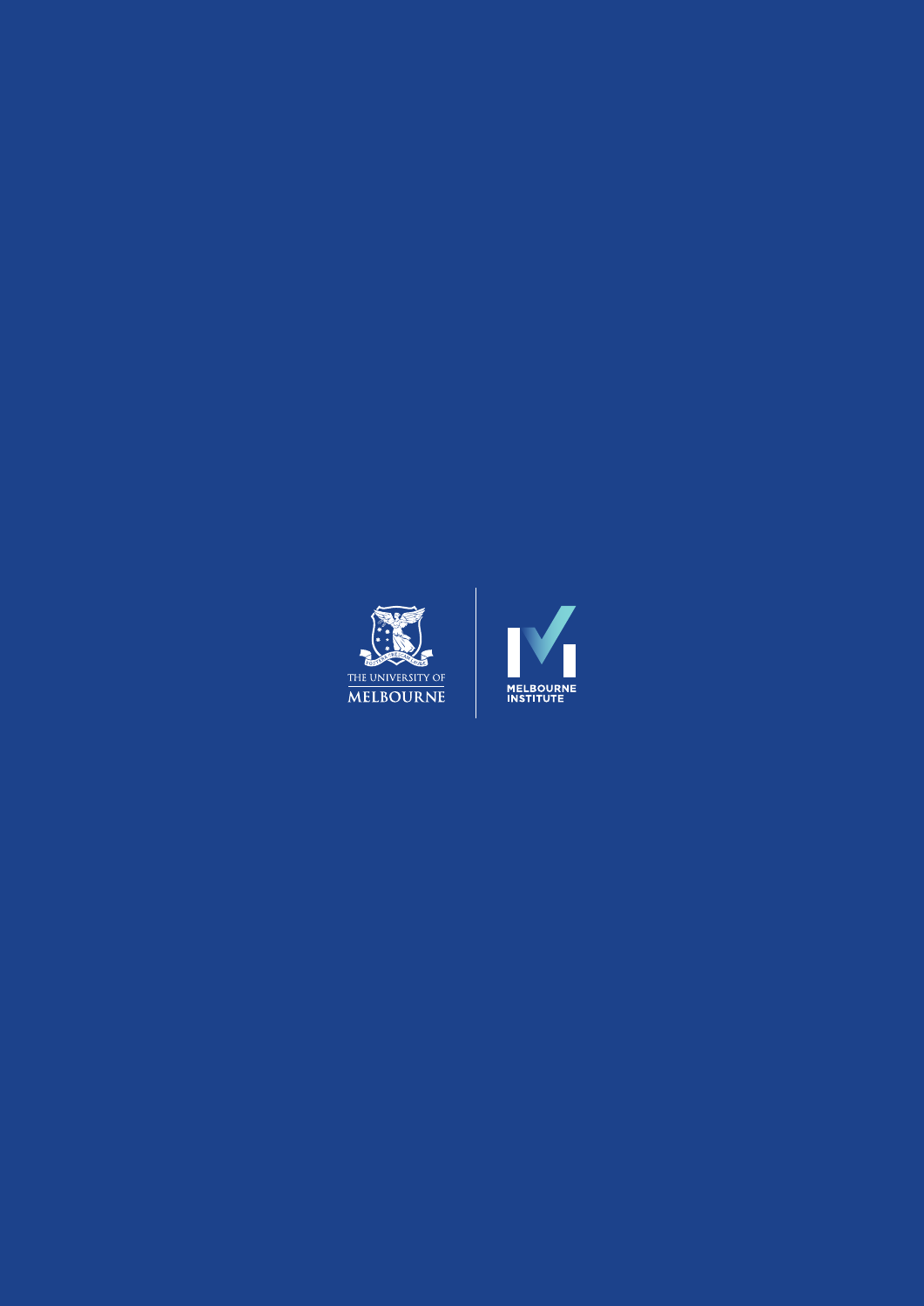THE UNIVERSITY OF MELBOURNE

MELBOURNE INSTITUTE